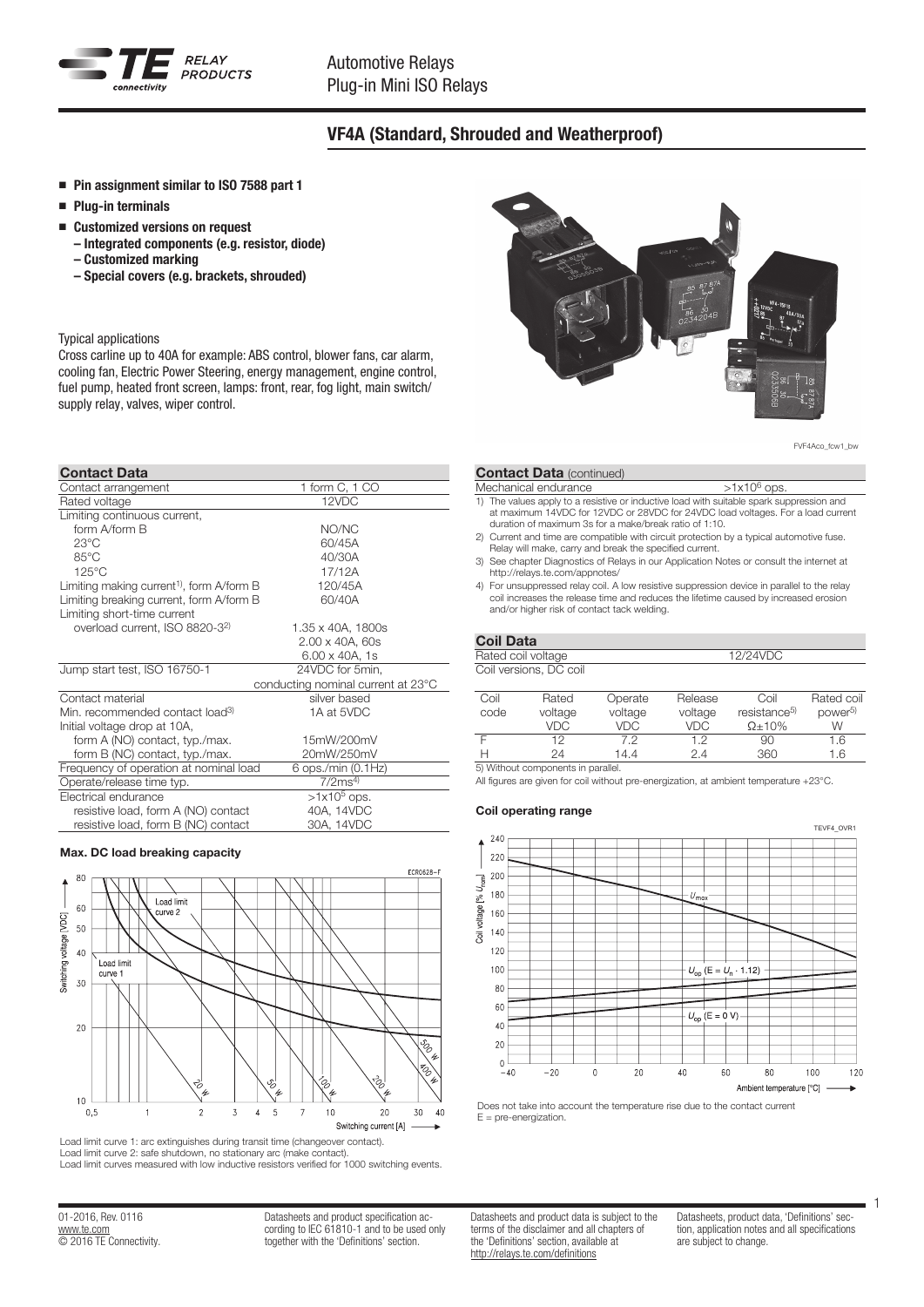# VF4A (Standard, Shrouded and Weatherproof)

- **Pin assignment similar to ISO 7588 part 1**
- **Plug-in terminals**
- **Customized versions on request**
  - **Integrated components (e.g. resistor, diode)**
  - **Customized marking**
  - **Special covers (e.g. brackets, shrouded)**

Typical applications

Cross carline up to 40A for example: ABS control, blower fans, car alarm, cooling fan, Electric Power Steering, energy management, engine control, fuel pump, heated front screen, lamps: front, rear, fog light, main switch/ supply relay, valves, wiper control.

FVF4Aco_fcw1_bw

## Contact Data

| Contact Data | |
|---|---|
| Contact arrangement | 1 form C, 1 CO |
| Rated voltage | 12VDC |
| Limiting continuous current, | |
| form A/form B | NO/NC |
| 23°C | 60/45A |
| 85°C | 40/30A |
| 125°C | 17/12A |
| Limiting making current[1], form A/form B | 120/45A |
| Limiting breaking current, form A/form B | 60/40A |
| Limiting short-time current | |
| overload current, ISO 8820-3[2] | 1.35 x 40A, 1800s |
| | 2.00 x 40A, 60s |
| | 6.00 x 40A, 1s |
| Jump start test, ISO 16750-1 | 24VDC for 5min, |
| | conducting nominal current at 23°C |
| Contact material | silver based |
| Min. recommended contact load[3] | 1A at 5VDC |
| Initial voltage drop at 10A, | |
| form A (NO) contact, typ./max. | 15mW/200mV |
| form B (NC) contact, typ./max. | 20mW/250mV |
| Frequency of operation at nominal load | 6 ops./min (0.1Hz) |
| Operate/release time typ. | 7/2ms[4] |
| Electrical endurance | $>1x10^5$ ops. |
| resistive load, form A (NO) contact | 40A, 14VDC |
| resistive load, form B (NC) contact | 30A, 14VDC |

### Max. DC load breaking capacity

ECR0628-F

Load limit curve 1: arc extinguishes during transit time (changeover contact).
Load limit curve 2: safe shutdown, no stationary arc (make contact).
Load limit curves measured with low inductive resistors verified for 1000 switching events.

| Contact Data (continued) | |
|---|---|
| Mechanical endurance | $>1x10^6$ ops. |

1) The values apply to a resistive or inductive load with suitable spark suppression and at maximum 14VDC for 12VDC or 28VDC for 24VDC load voltages. For a load current duration of maximum 3s for a make/break ratio of 1:10.
2) Current and time are compatible with circuit protection by a typical automotive fuse. Relay will make, carry and break the specified current.
3) See chapter Diagnostics of Relays in our Application Notes or consult the internet at http://relays.te.com/appnotes/
4) For unsuppressed relay coil. A low resistive suppression device in parallel to the relay coil increases the release time and reduces the lifetime caused by increased erosion and/or higher risk of contact tack welding.

## Coil Data

| Coil Data | |
|---|---|
| Rated coil voltage | 12/24VDC |
| Coil versions, DC coil | |

| Coil code | Rated voltage VDC | Operate voltage VDC | Release voltage VDC | Coil resistance[5] Ω±10% | Rated coil power[5] W |
|---|---|---|---|---|---|
| F | 12 | 7.2 | 1.2 | 90 | 1.6 |
| H | 24 | 14.4 | 2.4 | 360 | 1.6 |

5) Without components in parallel.

All figures are given for coil without pre-energization, at ambient temperature +23°C.

### Coil operating range

TEVF4_OVR1

Does not take into account the temperature rise due to the contact current
E = pre-energization.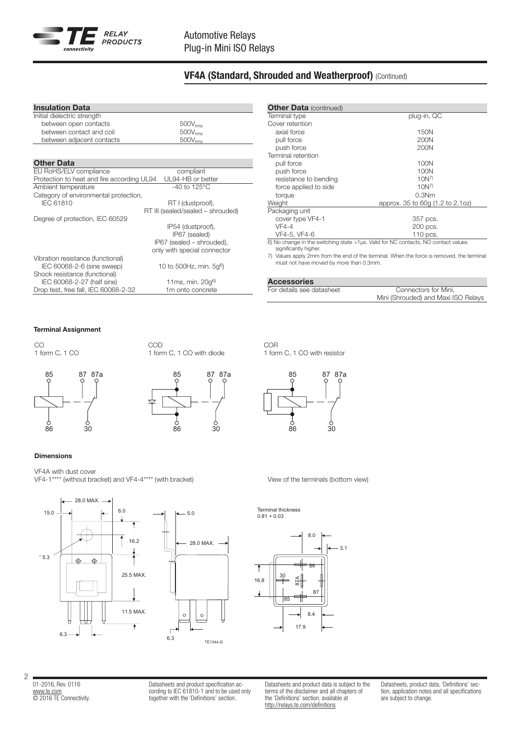## VF4A (Standard, Shrouded and Weatherproof) (Continued)

| Insulation Data | |
|---|---|
| Initial dielectric strength | |
| between open contacts | $500V_{rms}$ |
| between contact and coil | $500V_{rms}$ |
| between adjacent contacts | $500V_{rms}$ |

| Other Data | |
|---|---|
| EU RoHS/ELV compliance | compliant |
| Protection to heat and fire according UL94 | UL94-HB or better |
| Ambient temperature | -40 to 125°C |
| Category of environmental protection, | |
| IEC 61810 | RT I (dustproof), RT III (sealed/sealed – shrouded) |
| Degree of protection, IEC 60529 | IP54 (dustproof), IP67 (sealed) IP67 (sealed – shrouded), only with special connector |
| Vibration resistance (functional) | |
| IEC 60068-2-6 (sine sweep) | 10 to 500Hz, min. 5g[6] |
| Shock resistance (functional) | |
| IEC 60068-2-27 (half sine) | 11ms, min. 20g[6] |
| Drop test, free fall, IEC 60068-2-32 | 1m onto concrete |

| Other Data (continued) | |
|---|---|
| Terminal type | plug-in, QC |
| Cover retention | |
| axial force | 150N |
| pull force | 200N |
| push force | 200N |
| Terminal retention | |
| pull force | 100N |
| push force | 100N |
| resistance to bending | 10N[7] |
| force applied to side | 10N[7] |
| torque | 0.3Nm |
| Weight | approx. 35 to 60g (1.2 to 2.1oz) |
| Packaging unit | |
| cover type VF4-1 | 357 pcs. |
| VF4-4 | 200 pcs. |
| VF4-5, VF4-6 | 110 pcs. |

6) No change in the switching state >1µs. Valid for NC contacts, NO contact values significantly higher.

7) Values apply 2mm from the end of the terminal. When the force is removed, the terminal must not have moved by more than 0.3mm.

| Accessories | |
|---|---|
| For details see datasheet | Connectors for Mini, Mini (Shrouded) and Maxi ISO Relays |

### Terminal Assignment

CO
1 form C, 1 CO

85 87 87a
86 30

COD
1 form C, 1 CO with diode

85 87 87a
86 30

COR
1 form C, 1 CO with resistor

85 87 87a
86 30

### Dimensions

VF4A with dust cover
VF4-1**** (without bracket) and VF4-4**** (with bracket)

28.0 MAX. 15.0 6.0 16.2 5.3 25.5 MAX. 11.5 MAX. 6.3 5.0 28.0 MAX. 6.3

TE1344-I2

View of the terminals (bottom view)

Terminal thickness
0.81 + 0.03

8.0 3.1 16.8 30 86 87A 87 85 8.4 17.9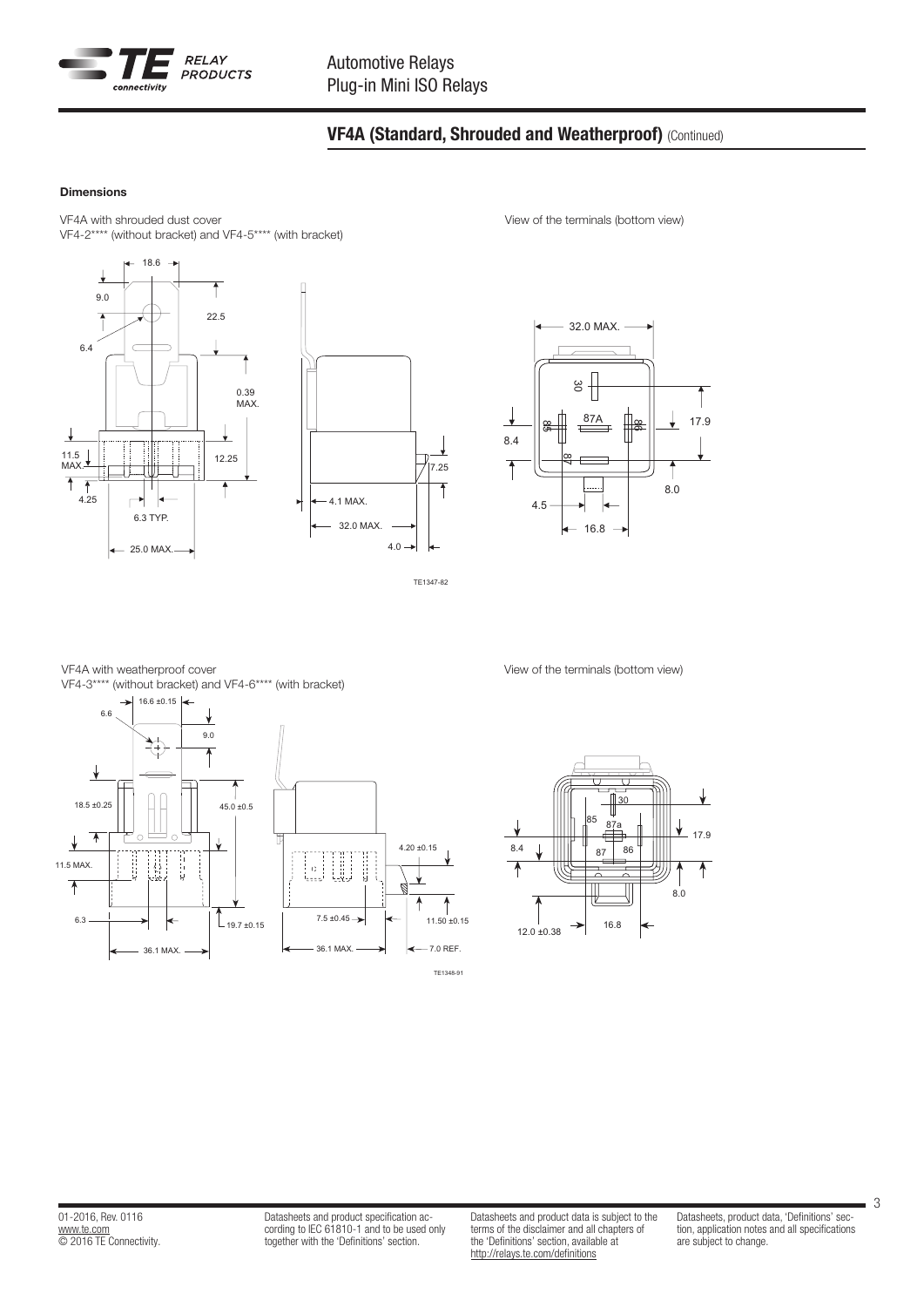## VF4A (Standard, Shrouded and Weatherproof) (Continued)

**Dimensions**

VF4A with shrouded dust cover
VF4-2**** (without bracket) and VF4-5**** (with bracket)

View of the terminals (bottom view)

TE1347-82

VF4A with weatherproof cover
VF4-3**** (without bracket) and VF4-6**** (with bracket)

View of the terminals (bottom view)

TE1348-91

01-2016, Rev. 0116
www.te.com
© 2016 TE Connectivity.

Datasheets and product specification according to IEC 61810-1 and to be used only together with the 'Definitions' section.

Datasheets and product data is subject to the terms of the disclaimer and all chapters of the 'Definitions' section, available at http://relays.te.com/definitions

Datasheets, product data, 'Definitions' section, application notes and all specifications are subject to change.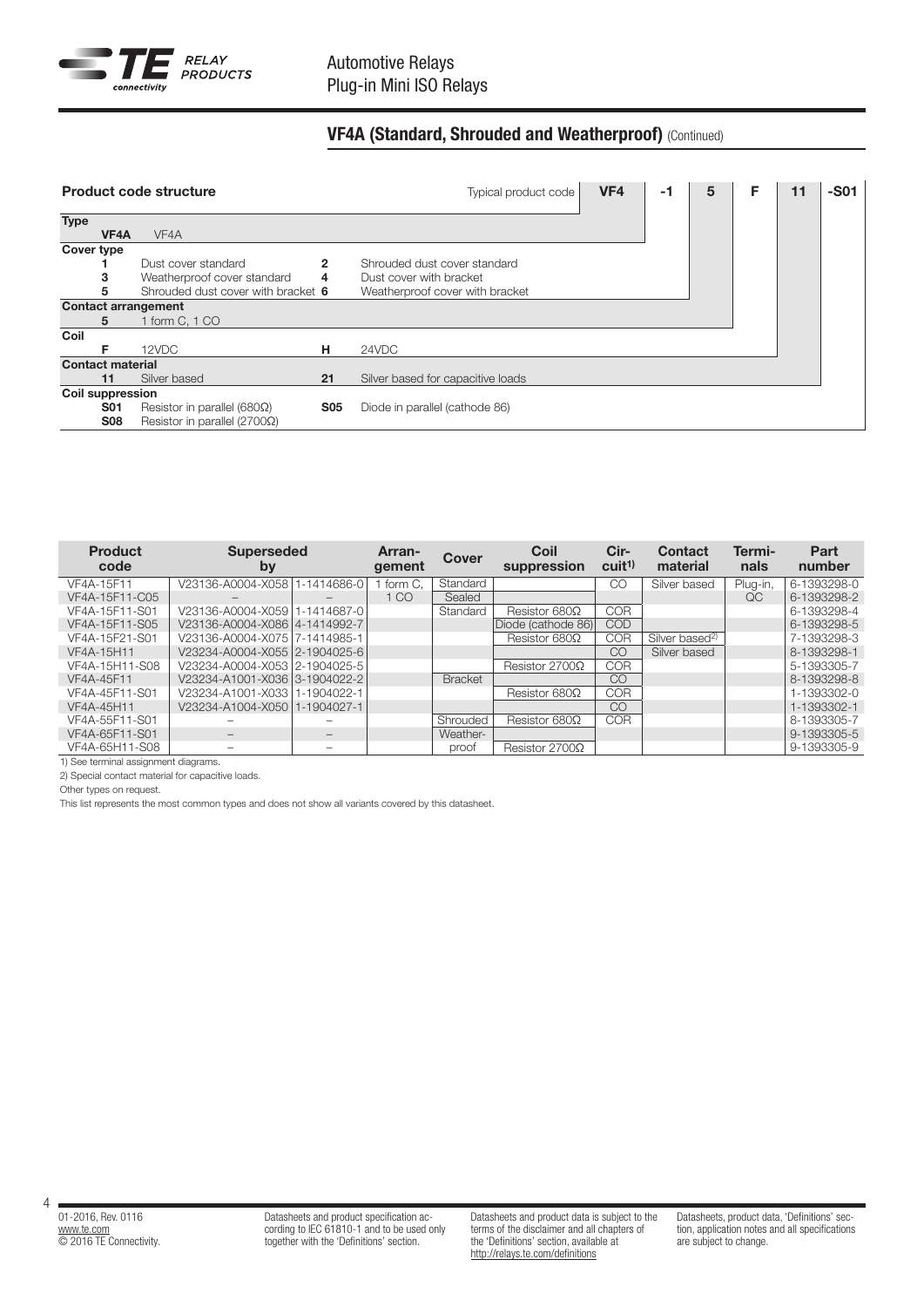## VF4A (Standard, Shrouded and Weatherproof) (Continued)

**Product code structure**

| Typical product code | VF4 | -1 | 5 | F | 11 | -S01 |
|---|---|---|---|---|---|---|

**Type**

| | | | |
|---|---|---|---|
| **VF4A** | VF4A | | |

**Cover type**

| | | | |
|---|---|---|---|
| **1** | Dust cover standard | **2** | Shrouded dust cover standard |
| **3** | Weatherproof cover standard | **4** | Dust cover with bracket |
| **5** | Shrouded dust cover with bracket | **6** | Weatherproof cover with bracket |

**Contact arrangement**

| | | | |
|---|---|---|---|
| **5** | 1 form C, 1 CO | | |

**Coil**

| | | | |
|---|---|---|---|
| **F** | 12VDC | **H** | 24VDC |

**Contact material**

| | | | |
|---|---|---|---|
| **11** | Silver based | **21** | Silver based for capacitive loads |

**Coil suppression**

| | | | |
|---|---|---|---|
| **S01** | Resistor in parallel (680Ω) | **S05** | Diode in parallel (cathode 86) |
| **S08** | Resistor in parallel (2700Ω) | | |

| Product code | Superseded by | | Arran-gement | Cover | Coil suppression | Cir-cuit[1] | Contact material | Termi-nals | Part number |
|---|---|---|---|---|---|---|---|---|---|
| VF4A-15F11 | V23136-A0004-X058 | 1-1414686-0 | 1 form C, | Standard | | CO | Silver based | Plug-in, | 6-1393298-0 |
| VF4A-15F11-C05 | – | – | 1 CO | Sealed | | | | QC | 6-1393298-2 |
| VF4A-15F11-S01 | V23136-A0004-X059 | 1-1414687-0 | | Standard | Resistor 680Ω | COR | | | 6-1393298-4 |
| VF4A-15F11-S05 | V23136-A0004-X086 | 4-1414992-7 | | | Diode (cathode 86) | COD | | | 6-1393298-5 |
| VF4A-15F21-S01 | V23136-A0004-X075 | 7-1414985-1 | | | Resistor 680Ω | COR | Silver based[2] | | 7-1393298-3 |
| VF4A-15H11 | V23234-A0004-X055 | 2-1904025-6 | | | | CO | Silver based | | 8-1393298-1 |
| VF4A-15H11-S08 | V23234-A0004-X053 | 2-1904025-5 | | | Resistor 2700Ω | COR | | | 5-1393305-7 |
| VF4A-45F11 | V23234-A1001-X036 | 3-1904022-2 | | Bracket | | CO | | | 8-1393298-8 |
| VF4A-45F11-S01 | V23234-A1001-X033 | 1-1904022-1 | | | Resistor 680Ω | COR | | | 1-1393302-0 |
| VF4A-45H11 | V23234-A1004-X050 | 1-1904027-1 | | | | CO | | | 1-1393302-1 |
| VF4A-55F11-S01 | – | – | | Shrouded | Resistor 680Ω | COR | | | 8-1393305-7 |
| VF4A-65F11-S01 | – | – | | Weather- | | | | | 9-1393305-5 |
| VF4A-65H11-S08 | – | – | | proof | Resistor 2700Ω | | | | 9-1393305-9 |

1) See terminal assignment diagrams.

2) Special contact material for capacitive loads.

Other types on request.

This list represents the most common types and does not show all variants covered by this datasheet.

01-2016, Rev. 0116
www.te.com
© 2016 TE Connectivity.

Datasheets and product specification according to IEC 61810-1 and to be used only together with the 'Definitions' section.

Datasheets and product data is subject to the terms of the disclaimer and all chapters of the 'Definitions' section, available at http://relays.te.com/definitions

Datasheets, product data, 'Definitions' section, application notes and all specifications are subject to change.